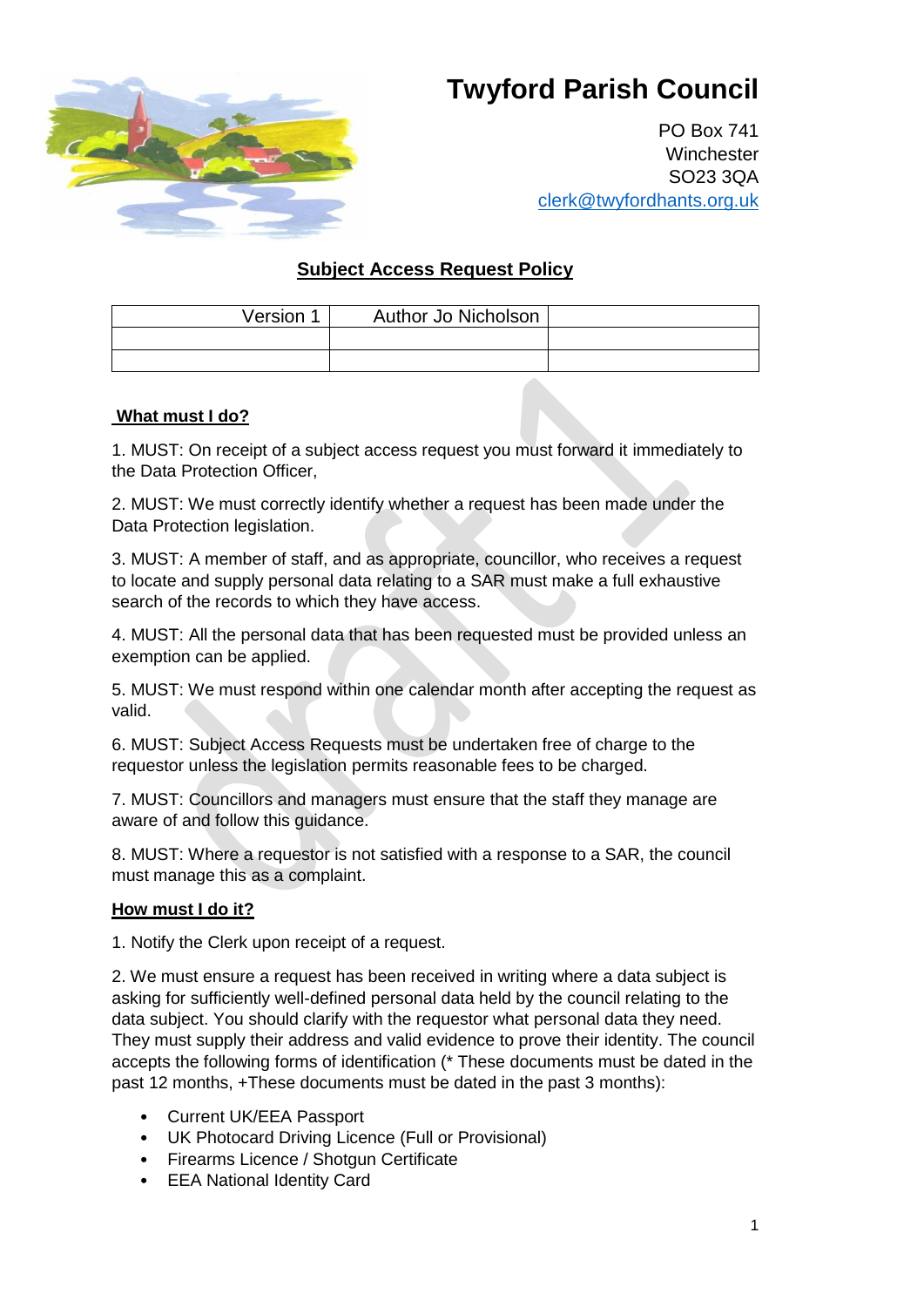# Twyford Parish Council

PO Box 741
Winchester
SO23 3QA
clerk@twyfordhants.org.uk

## Subject Access Request Policy

| Version 1 | Author Jo Nicholson | |
|---|---|---|
| | | |
| | | |

### What must I do?

1. MUST: On receipt of a subject access request you must forward it immediately to the Data Protection Officer,

2. MUST: We must correctly identify whether a request has been made under the Data Protection legislation.

3. MUST: A member of staff, and as appropriate, councillor, who receives a request to locate and supply personal data relating to a SAR must make a full exhaustive search of the records to which they have access.

4. MUST: All the personal data that has been requested must be provided unless an exemption can be applied.

5. MUST: We must respond within one calendar month after accepting the request as valid.

6. MUST: Subject Access Requests must be undertaken free of charge to the requestor unless the legislation permits reasonable fees to be charged.

7. MUST: Councillors and managers must ensure that the staff they manage are aware of and follow this guidance.

8. MUST: Where a requestor is not satisfied with a response to a SAR, the council must manage this as a complaint.

### How must I do it?

1. Notify the Clerk upon receipt of a request.

2. We must ensure a request has been received in writing where a data subject is asking for sufficiently well-defined personal data held by the council relating to the data subject. You should clarify with the requestor what personal data they need. They must supply their address and valid evidence to prove their identity. The council accepts the following forms of identification (* These documents must be dated in the past 12 months, +These documents must be dated in the past 3 months):

- Current UK/EEA Passport
- UK Photocard Driving Licence (Full or Provisional)
- Firearms Licence / Shotgun Certificate
- EEA National Identity Card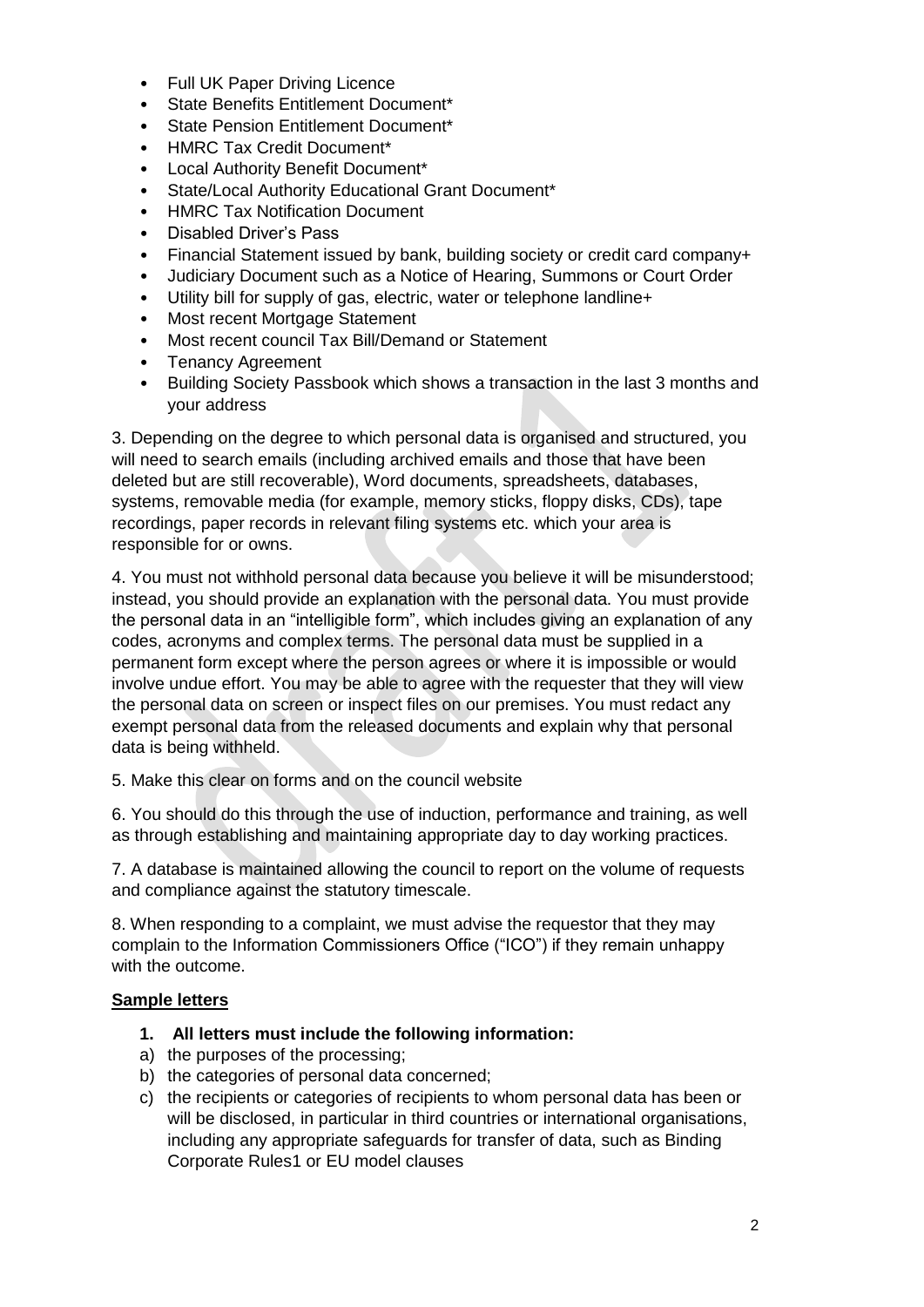- Full UK Paper Driving Licence
- State Benefits Entitlement Document*
- State Pension Entitlement Document*
- HMRC Tax Credit Document*
- Local Authority Benefit Document*
- State/Local Authority Educational Grant Document*
- HMRC Tax Notification Document
- Disabled Driver's Pass
- Financial Statement issued by bank, building society or credit card company+
- Judiciary Document such as a Notice of Hearing, Summons or Court Order
- Utility bill for supply of gas, electric, water or telephone landline+
- Most recent Mortgage Statement
- Most recent council Tax Bill/Demand or Statement
- Tenancy Agreement
- Building Society Passbook which shows a transaction in the last 3 months and your address

3. Depending on the degree to which personal data is organised and structured, you will need to search emails (including archived emails and those that have been deleted but are still recoverable), Word documents, spreadsheets, databases, systems, removable media (for example, memory sticks, floppy disks, CDs), tape recordings, paper records in relevant filing systems etc. which your area is responsible for or owns.

4. You must not withhold personal data because you believe it will be misunderstood; instead, you should provide an explanation with the personal data. You must provide the personal data in an "intelligible form", which includes giving an explanation of any codes, acronyms and complex terms. The personal data must be supplied in a permanent form except where the person agrees or where it is impossible or would involve undue effort. You may be able to agree with the requester that they will view the personal data on screen or inspect files on our premises. You must redact any exempt personal data from the released documents and explain why that personal data is being withheld.

5. Make this clear on forms and on the council website

6. You should do this through the use of induction, performance and training, as well as through establishing and maintaining appropriate day to day working practices.

7. A database is maintained allowing the council to report on the volume of requests and compliance against the statutory timescale.

8. When responding to a complaint, we must advise the requestor that they may complain to the Information Commissioners Office ("ICO") if they remain unhappy with the outcome.

**Sample letters**

1. **All letters must include the following information:**

a) the purposes of the processing;

b) the categories of personal data concerned;

c) the recipients or categories of recipients to whom personal data has been or will be disclosed, in particular in third countries or international organisations, including any appropriate safeguards for transfer of data, such as Binding Corporate Rules1 or EU model clauses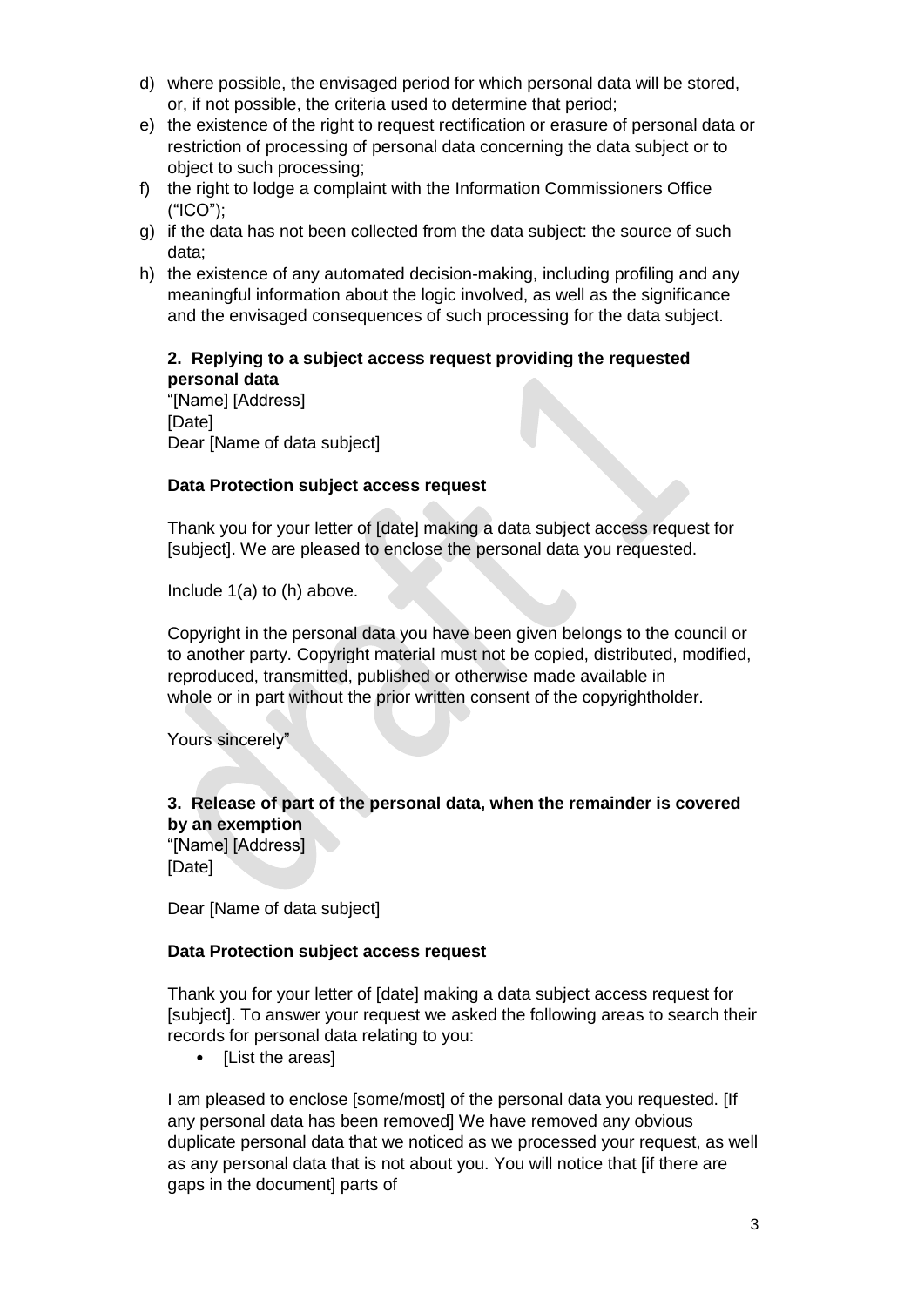d) where possible, the envisaged period for which personal data will be stored, or, if not possible, the criteria used to determine that period;
e) the existence of the right to request rectification or erasure of personal data or restriction of processing of personal data concerning the data subject or to object to such processing;
f) the right to lodge a complaint with the Information Commissioners Office ("ICO");
g) if the data has not been collected from the data subject: the source of such data;
h) the existence of any automated decision-making, including profiling and any meaningful information about the logic involved, as well as the significance and the envisaged consequences of such processing for the data subject.

### 2. Replying to a subject access request providing the requested personal data

"[Name] [Address]
[Date]
Dear [Name of data subject]

**Data Protection subject access request**

Thank you for your letter of [date] making a data subject access request for [subject]. We are pleased to enclose the personal data you requested.

Include 1(a) to (h) above.

Copyright in the personal data you have been given belongs to the council or to another party. Copyright material must not be copied, distributed, modified, reproduced, transmitted, published or otherwise made available in whole or in part without the prior written consent of the copyrightholder.

Yours sincerely"

### 3. Release of part of the personal data, when the remainder is covered by an exemption

"[Name] [Address]
[Date]

Dear [Name of data subject]

**Data Protection subject access request**

Thank you for your letter of [date] making a data subject access request for [subject]. To answer your request we asked the following areas to search their records for personal data relating to you:

- [List the areas]

I am pleased to enclose [some/most] of the personal data you requested. [If any personal data has been removed] We have removed any obvious duplicate personal data that we noticed as we processed your request, as well as any personal data that is not about you. You will notice that [if there are gaps in the document] parts of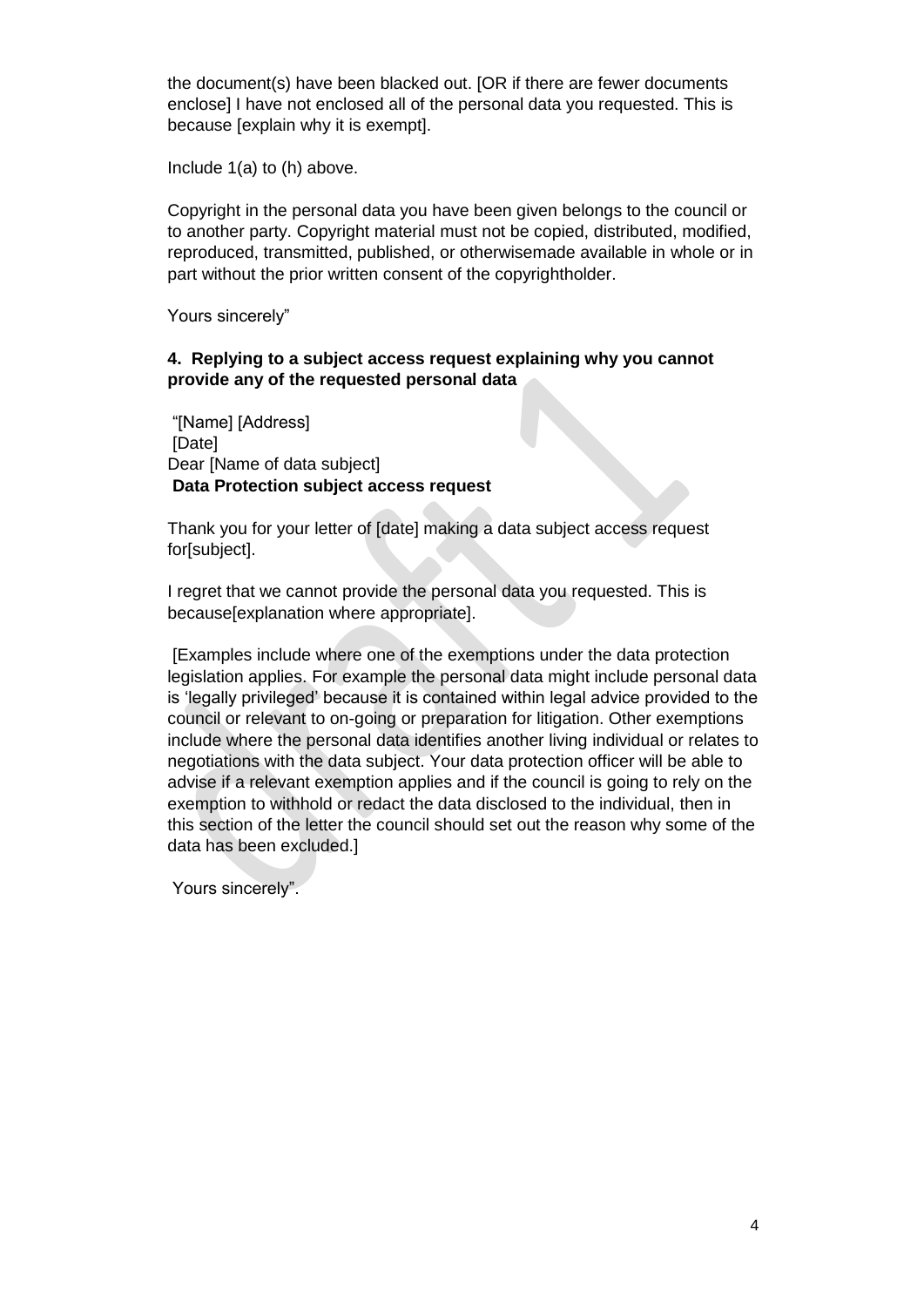the document(s) have been blacked out. [OR if there are fewer documents enclose] I have not enclosed all of the personal data you requested. This is because [explain why it is exempt].

Include 1(a) to (h) above.

Copyright in the personal data you have been given belongs to the council or to another party. Copyright material must not be copied, distributed, modified, reproduced, transmitted, published, or otherwisemade available in whole or in part without the prior written consent of the copyrightholder.

Yours sincerely"

**4. Replying to a subject access request explaining why you cannot provide any of the requested personal data**

"[Name] [Address]
[Date]
Dear [Name of data subject]
**Data Protection subject access request**

Thank you for your letter of [date] making a data subject access request for[subject].

I regret that we cannot provide the personal data you requested. This is because[explanation where appropriate].

[Examples include where one of the exemptions under the data protection legislation applies. For example the personal data might include personal data is 'legally privileged' because it is contained within legal advice provided to the council or relevant to on-going or preparation for litigation. Other exemptions include where the personal data identifies another living individual or relates to negotiations with the data subject. Your data protection officer will be able to advise if a relevant exemption applies and if the council is going to rely on the exemption to withhold or redact the data disclosed to the individual, then in this section of the letter the council should set out the reason why some of the data has been excluded.]

Yours sincerely".